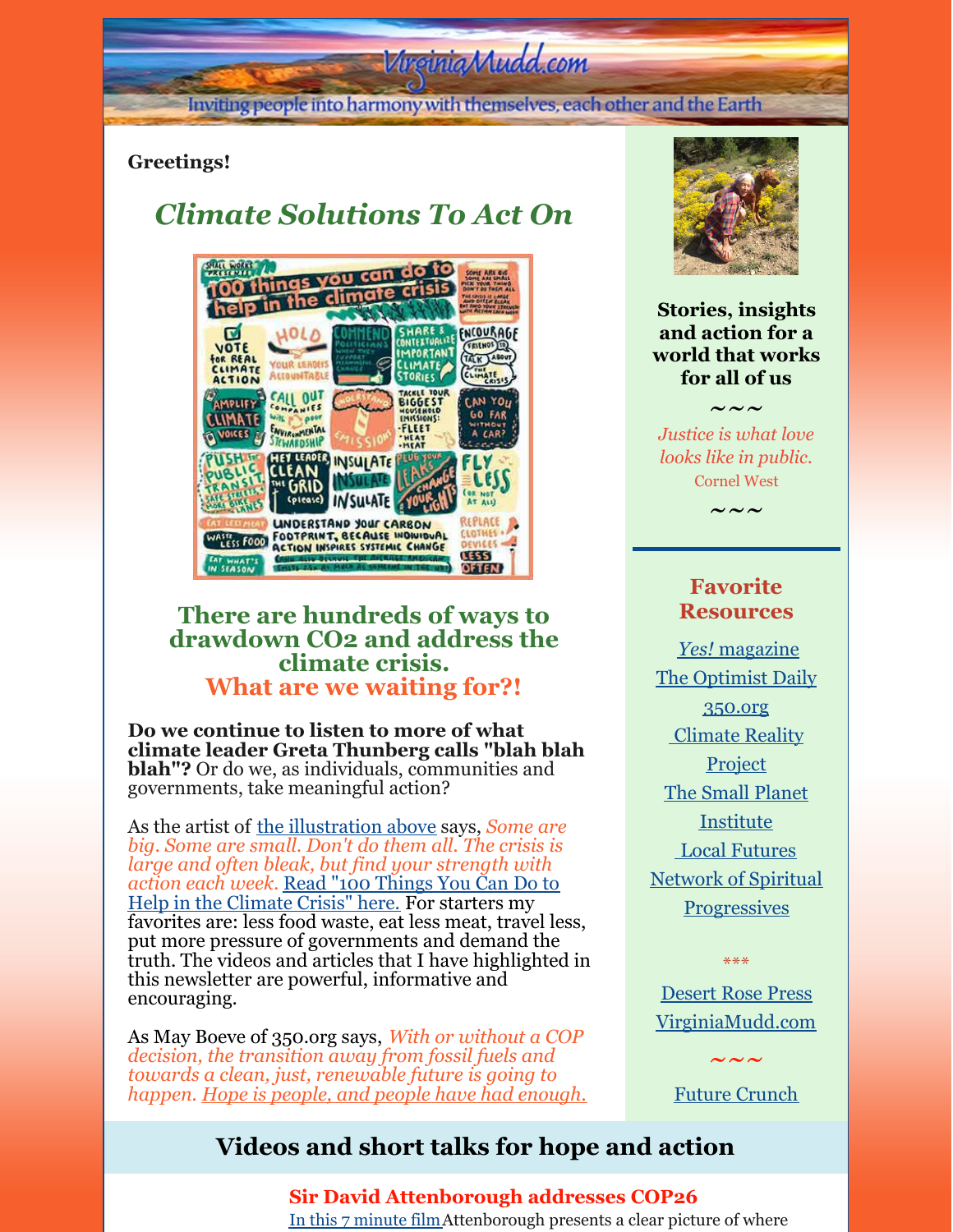VirginiaMudd.com

Inviting people into harmony with themselves, each other and the Earth

**Greetings!**

## *Climate Solutions To Act On*

### There are hundreds of ways to drawdown CO2 and address the climate crisis.
### What are we waiting for?!

**Do we continue to listen to more of what climate leader Greta Thunberg calls "blah blah blah"?** Or do we, as individuals, communities and governments, take meaningful action?

As the artist of the illustration above says, *Some are big. Some are small. Don't do them all. The crisis is large and often bleak, but find your strength with action each week.* Read "100 Things You Can Do to Help in the Climate Crisis" here. For starters my favorites are: less food waste, eat less meat, travel less, put more pressure of governments and demand the truth. The videos and articles that I have highlighted in this newsletter are powerful, informative and encouraging.

As May Boeve of 350.org says, *With or without a COP decision, the transition away from fossil fuels and towards a clean, just, renewable future is going to happen. Hope is people, and people have had enough.*

**Stories, insights and action for a world that works for all of us**

~~~

*Justice is what love looks like in public.*
Cornel West

~~~

**Favorite Resources**

*Yes!* magazine
The Optimist Daily
350.org
Climate Reality Project
The Small Planet Institute
Local Futures
Network of Spiritual Progressives

\*\*\*

Desert Rose Press
VirginiaMudd.com

~~~

Future Crunch

## Videos and short talks for hope and action

**Sir David Attenborough addresses COP26**

In this 7 minute film Attenborough presents a clear picture of where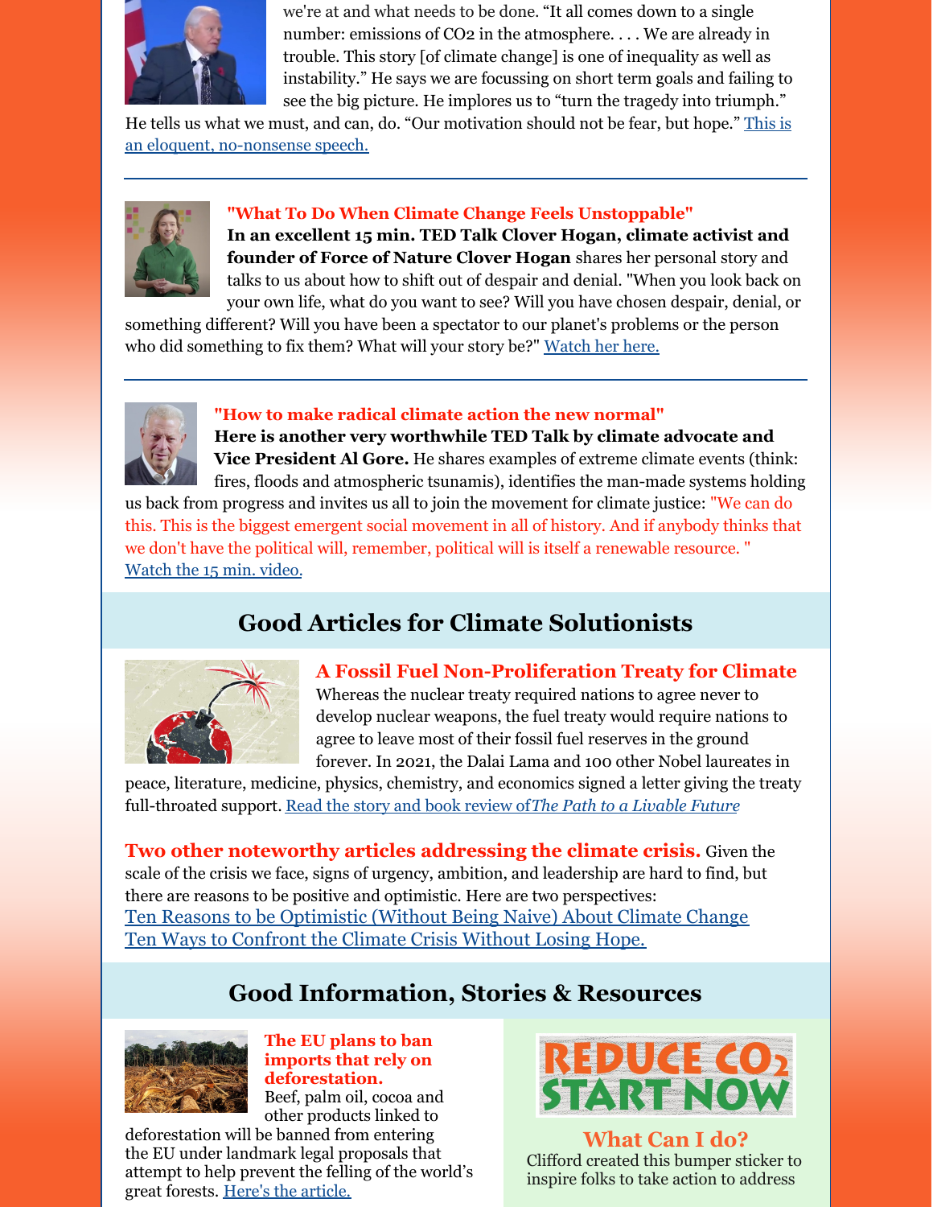we're at and what needs to be done. "It all comes down to a single number: emissions of $CO_2$ in the atmosphere. . . . We are already in trouble. This story [of climate change] is one of inequality as well as instability." He says we are focussing on short term goals and failing to see the big picture. He implores us to "turn the tragedy into triumph." He tells us what we must, and can, do. "Our motivation should not be fear, but hope." [This is an eloquent, no-nonsense speech.]

---

**"What To Do When Climate Change Feels Unstoppable"**

**In an excellent 15 min. TED Talk Clover Hogan, climate activist and founder of Force of Nature Clover Hogan** shares her personal story and talks to us about how to shift out of despair and denial. "When you look back on your own life, what do you want to see? Will you have chosen despair, denial, or something different? Will you have been a spectator to our planet's problems or the person who did something to fix them? What will your story be?" [Watch her here.]

---

**"How to make radical climate action the new normal"**

**Here is another very worthwhile TED Talk by climate advocate and Vice President Al Gore.** He shares examples of extreme climate events (think: fires, floods and atmospheric tsunamis), identifies the man-made systems holding us back from progress and invites us all to join the movement for climate justice: "We can do this. This is the biggest emergent social movement in all of history. And if anybody thinks that we don't have the political will, remember, political will is itself a renewable resource. " [Watch the 15 min. video.]

## Good Articles for Climate Solutionists

### A Fossil Fuel Non-Proliferation Treaty for Climate

Whereas the nuclear treaty required nations to agree never to develop nuclear weapons, the fuel treaty would require nations to agree to leave most of their fossil fuel reserves in the ground forever. In 2021, the Dalai Lama and 100 other Nobel laureates in peace, literature, medicine, physics, chemistry, and economics signed a letter giving the treaty full-throated support. [Read the story and book review of *The Path to a Livable Future*]

**Two other noteworthy articles addressing the climate crisis.** Given the scale of the crisis we face, signs of urgency, ambition, and leadership are hard to find, but there are reasons to be positive and optimistic. Here are two perspectives:
[Ten Reasons to be Optimistic (Without Being Naive) About Climate Change]
[Ten Ways to Confront the Climate Crisis Without Losing Hope.]

## Good Information, Stories & Resources

**The EU plans to ban imports that rely on deforestation.**
Beef, palm oil, cocoa and other products linked to deforestation will be banned from entering the EU under landmark legal proposals that attempt to help prevent the felling of the world's great forests. [Here's the article.]

REDUCE $CO_2$ START NOW

### What Can I do?

Clifford created this bumper sticker to inspire folks to take action to address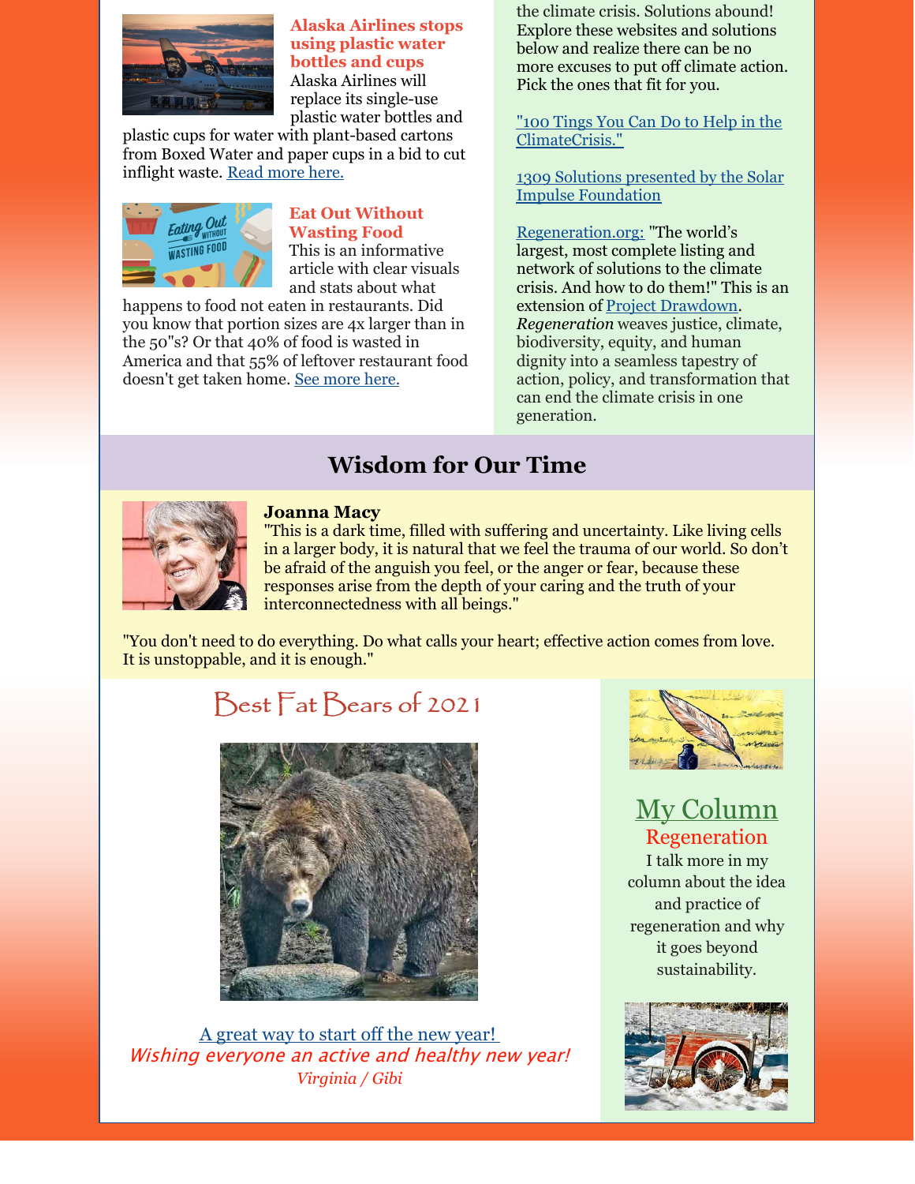### Alaska Airlines stops using plastic water bottles and cups

Alaska Airlines will replace its single-use plastic water bottles and plastic cups for water with plant-based cartons from Boxed Water and paper cups in a bid to cut inflight waste. [Read more here.]

### Eat Out Without Wasting Food

This is an informative article with clear visuals and stats about what happens to food not eaten in restaurants. Did you know that portion sizes are 4x larger than in the 50"s? Or that 40% of food is wasted in America and that 55% of leftover restaurant food doesn't get taken home. [See more here.]

the climate crisis. Solutions abound! Explore these websites and solutions below and realize there can be no more excuses to put off climate action. Pick the ones that fit for you.

["100 Tings You Can Do to Help in the ClimateCrisis."]

[1309 Solutions presented by the Solar Impulse Foundation]

[Regeneration.org:] "The world's largest, most complete listing and network of solutions to the climate crisis. And how to do them!" This is an extension of [Project Drawdown]. *Regeneration* weaves justice, climate, biodiversity, equity, and human dignity into a seamless tapestry of action, policy, and transformation that can end the climate crisis in one generation.

## Wisdom for Our Time

**Joanna Macy**

"This is a dark time, filled with suffering and uncertainty. Like living cells in a larger body, it is natural that we feel the trauma of our world. So don't be afraid of the anguish you feel, or the anger or fear, because these responses arise from the depth of your caring and the truth of your interconnectedness with all beings."

"You don't need to do everything. Do what calls your heart; effective action comes from love. It is unstoppable, and it is enough."

## Best Fat Bears of 2021

[A great way to start off the new year!]

*Wishing everyone an active and healthy new year!*

*Virginia / Gibi*

## [My Column]

### Regeneration

I talk more in my column about the idea and practice of regeneration and why it goes beyond sustainability.